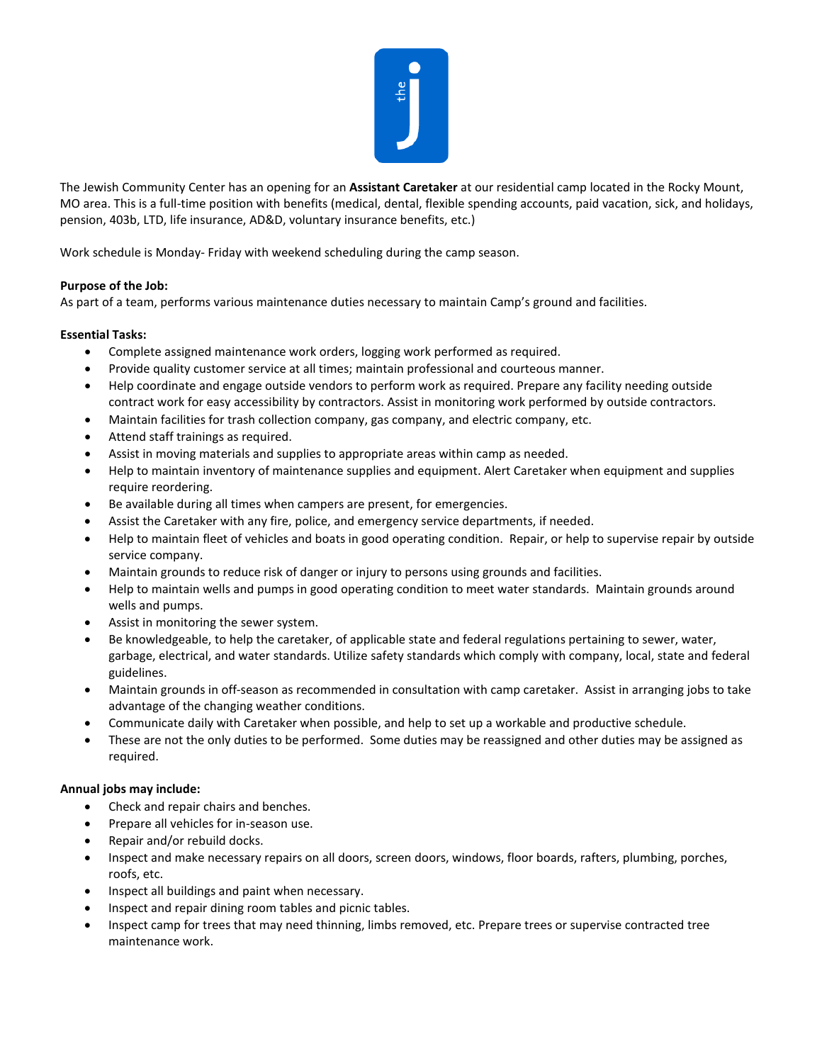The Jewish Community Center has an opening for an **Assistant Caretaker** at our residential camp located in the Rocky Mount, MO area. This is a full-time position with benefits (medical, dental, flexible spending accounts, paid vacation, sick, and holidays, pension, 403b, LTD, life insurance, AD&D, voluntary insurance benefits, etc.)

Work schedule is Monday- Friday with weekend scheduling during the camp season.

**Purpose of the Job:**
As part of a team, performs various maintenance duties necessary to maintain Camp's ground and facilities.

**Essential Tasks:**

- Complete assigned maintenance work orders, logging work performed as required.
- Provide quality customer service at all times; maintain professional and courteous manner.
- Help coordinate and engage outside vendors to perform work as required. Prepare any facility needing outside contract work for easy accessibility by contractors. Assist in monitoring work performed by outside contractors.
- Maintain facilities for trash collection company, gas company, and electric company, etc.
- Attend staff trainings as required.
- Assist in moving materials and supplies to appropriate areas within camp as needed.
- Help to maintain inventory of maintenance supplies and equipment. Alert Caretaker when equipment and supplies require reordering.
- Be available during all times when campers are present, for emergencies.
- Assist the Caretaker with any fire, police, and emergency service departments, if needed.
- Help to maintain fleet of vehicles and boats in good operating condition. Repair, or help to supervise repair by outside service company.
- Maintain grounds to reduce risk of danger or injury to persons using grounds and facilities.
- Help to maintain wells and pumps in good operating condition to meet water standards. Maintain grounds around wells and pumps.
- Assist in monitoring the sewer system.
- Be knowledgeable, to help the caretaker, of applicable state and federal regulations pertaining to sewer, water, garbage, electrical, and water standards. Utilize safety standards which comply with company, local, state and federal guidelines.
- Maintain grounds in off-season as recommended in consultation with camp caretaker. Assist in arranging jobs to take advantage of the changing weather conditions.
- Communicate daily with Caretaker when possible, and help to set up a workable and productive schedule.
- These are not the only duties to be performed. Some duties may be reassigned and other duties may be assigned as required.

**Annual jobs may include:**

- Check and repair chairs and benches.
- Prepare all vehicles for in-season use.
- Repair and/or rebuild docks.
- Inspect and make necessary repairs on all doors, screen doors, windows, floor boards, rafters, plumbing, porches, roofs, etc.
- Inspect all buildings and paint when necessary.
- Inspect and repair dining room tables and picnic tables.
- Inspect camp for trees that may need thinning, limbs removed, etc. Prepare trees or supervise contracted tree maintenance work.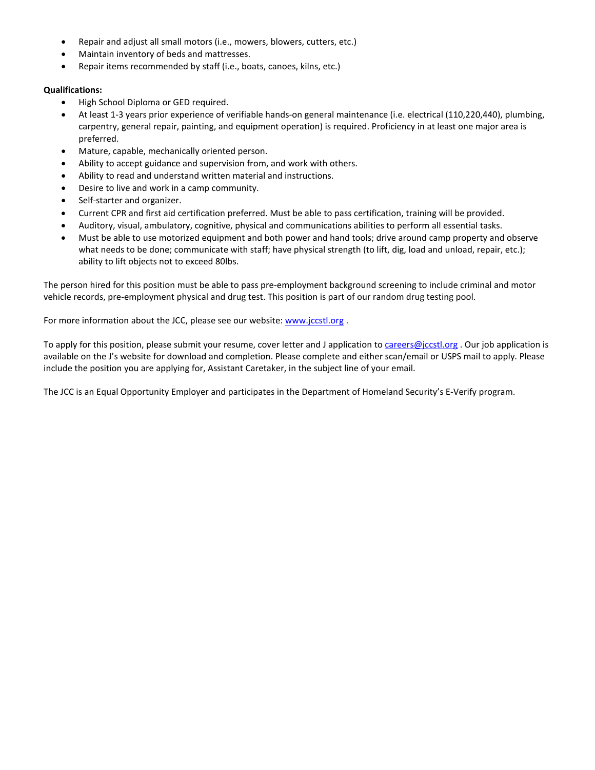- Repair and adjust all small motors (i.e., mowers, blowers, cutters, etc.)
- Maintain inventory of beds and mattresses.
- Repair items recommended by staff (i.e., boats, canoes, kilns, etc.)

**Qualifications:**

- High School Diploma or GED required.
- At least 1-3 years prior experience of verifiable hands-on general maintenance (i.e. electrical (110,220,440), plumbing, carpentry, general repair, painting, and equipment operation) is required. Proficiency in at least one major area is preferred.
- Mature, capable, mechanically oriented person.
- Ability to accept guidance and supervision from, and work with others.
- Ability to read and understand written material and instructions.
- Desire to live and work in a camp community.
- Self-starter and organizer.
- Current CPR and first aid certification preferred. Must be able to pass certification, training will be provided.
- Auditory, visual, ambulatory, cognitive, physical and communications abilities to perform all essential tasks.
- Must be able to use motorized equipment and both power and hand tools; drive around camp property and observe what needs to be done; communicate with staff; have physical strength (to lift, dig, load and unload, repair, etc.); ability to lift objects not to exceed 80lbs.

The person hired for this position must be able to pass pre-employment background screening to include criminal and motor vehicle records, pre-employment physical and drug test. This position is part of our random drug testing pool.

For more information about the JCC, please see our website: [www.jccstl.org](http://www.jccstl.org) .

To apply for this position, please submit your resume, cover letter and J application to [careers@jccstl.org](mailto:careers@jccstl.org) . Our job application is available on the J's website for download and completion. Please complete and either scan/email or USPS mail to apply. Please include the position you are applying for, Assistant Caretaker, in the subject line of your email.

The JCC is an Equal Opportunity Employer and participates in the Department of Homeland Security's E-Verify program.